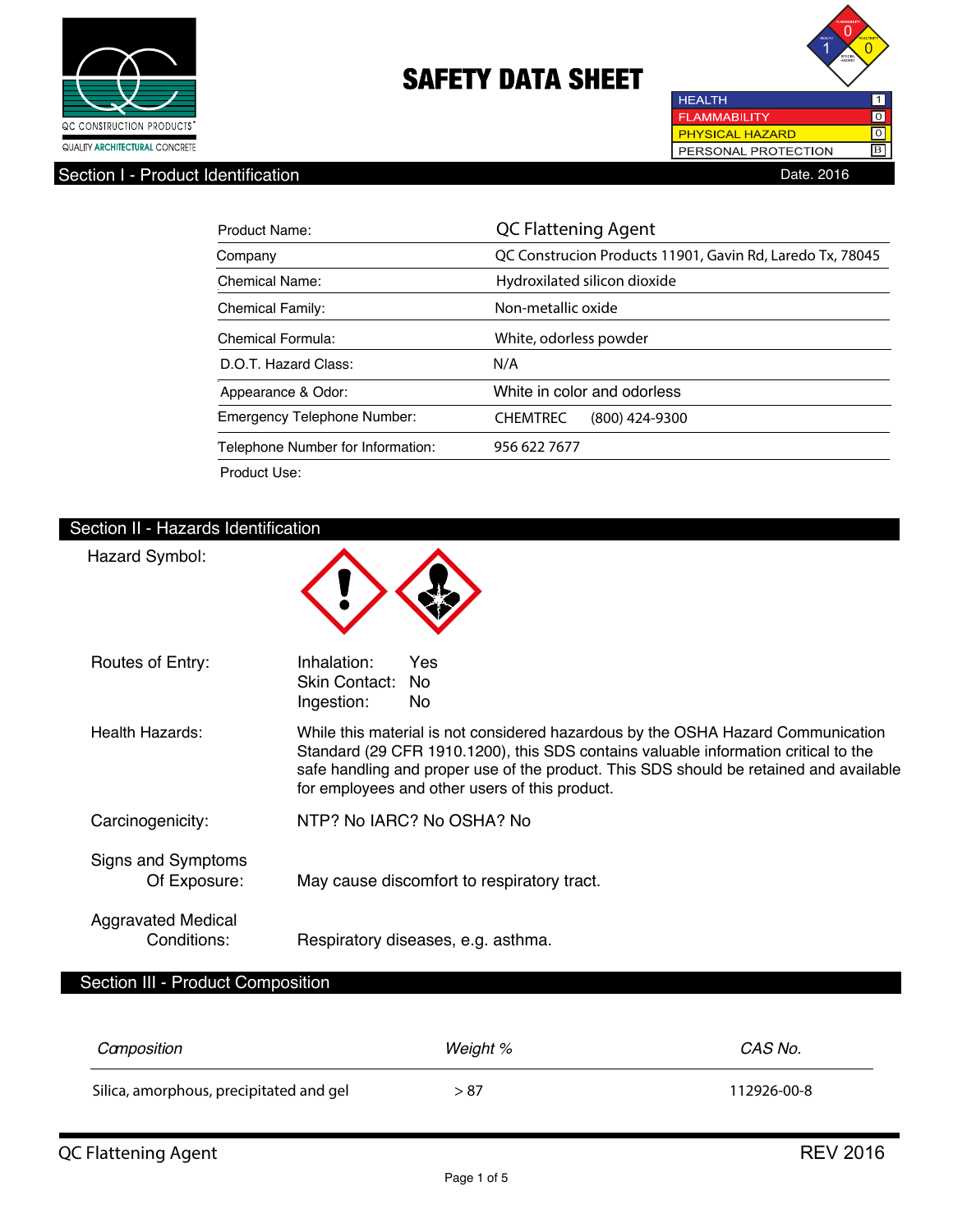QC CONSTRUCTION PRODUCTS®

QUALITY ARCHITECTURAL CONCRETE

# SAFETY DATA SHEET

| | |
|---|---|
| HEALTH | 1 |
| FLAMMABILITY | 0 |
| PHYSICAL HAZARD | 0 |
| PERSONAL PROTECTION | B |

## Section I - Product Identification

Date. 2016

| | |
|---|---|
| Product Name: | QC Flattening Agent |
| Company | QC Construcion Products 11901, Gavin Rd, Laredo Tx, 78045 |
| Chemical Name: | Hydroxilated silicon dioxide |
| Chemical Family: | Non-metallic oxide |
| Chemical Formula: | White, odorless powder |
| D.O.T. Hazard Class: | N/A |
| Appearance & Odor: | White in color and odorless |
| Emergency Telephone Number: | CHEMTREC (800) 424-9300 |
| Telephone Number for Information: | 956 622 7677 |
| Product Use: | |

## Section II - Hazards Identification

**Hazard Symbol:**

**Routes of Entry:**
Inhalation: Yes
Skin Contact: No
Ingestion: No

**Health Hazards:** While this material is not considered hazardous by the OSHA Hazard Communication Standard (29 CFR 1910.1200), this SDS contains valuable information critical to the safe handling and proper use of the product. This SDS should be retained and available for employees and other users of this product.

**Carcinogenicity:** NTP? No IARC? No OSHA? No

**Signs and Symptoms Of Exposure:** May cause discomfort to respiratory tract.

**Aggravated Medical Conditions:** Respiratory diseases, e.g. asthma.

## Section III - Product Composition

| *Composition* | *Weight %* | *CAS No.* |
|---|---|---|
| Silica, amorphous, precipitated and gel | > 87 | 112926-00-8 |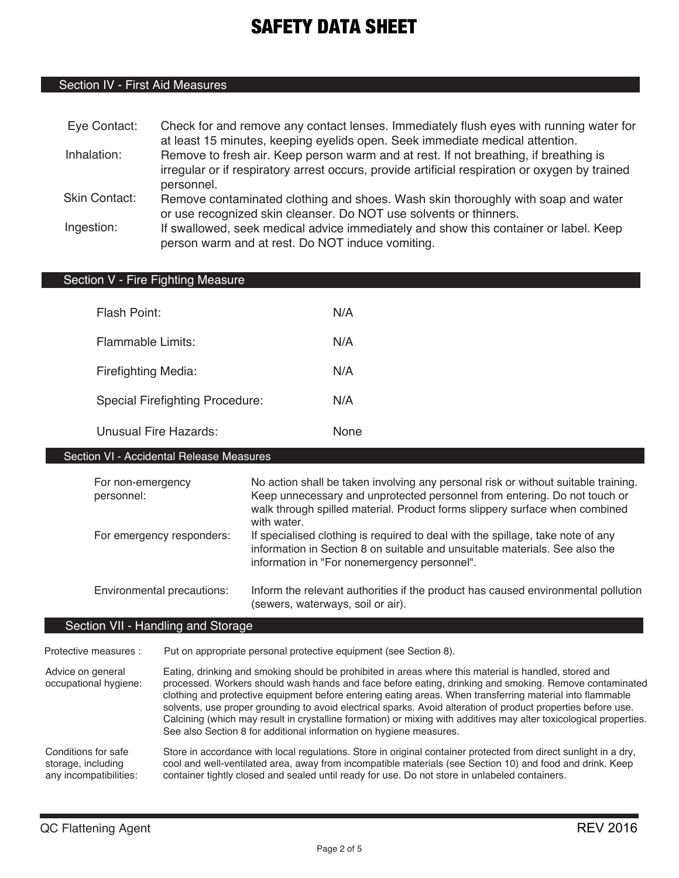# SAFETY DATA SHEET

## Section IV - First Aid Measures

**Eye Contact:** Check for and remove any contact lenses. Immediately flush eyes with running water for at least 15 minutes, keeping eyelids open. Seek immediate medical attention.

**Inhalation:** Remove to fresh air. Keep person warm and at rest. If not breathing, if breathing is irregular or if respiratory arrest occurs, provide artificial respiration or oxygen by trained personnel.

**Skin Contact:** Remove contaminated clothing and shoes. Wash skin thoroughly with soap and water or use recognized skin cleanser. Do NOT use solvents or thinners.

**Ingestion:** If swallowed, seek medical advice immediately and show this container or label. Keep person warm and at rest. Do NOT induce vomiting.

## Section V - Fire Fighting Measure

| | |
|---|---|
| Flash Point: | N/A |
| Flammable Limits: | N/A |
| Firefighting Media: | N/A |
| Special Firefighting Procedure: | N/A |
| Unusual Fire Hazards: | None |

## Section VI - Accidental Release Measures

**For non-emergency personnel:** No action shall be taken involving any personal risk or without suitable training. Keep unnecessary and unprotected personnel from entering. Do not touch or walk through spilled material. Product forms slippery surface when combined with water.

**For emergency responders:** If specialised clothing is required to deal with the spillage, take note of any information in Section 8 on suitable and unsuitable materials. See also the information in "For nonemergency personnel".

**Environmental precautions:** Inform the relevant authorities if the product has caused environmental pollution (sewers, waterways, soil or air).

## Section VII - Handling and Storage

**Protective measures :** Put on appropriate personal protective equipment (see Section 8).

**Advice on general occupational hygiene:** Eating, drinking and smoking should be prohibited in areas where this material is handled, stored and processed. Workers should wash hands and face before eating, drinking and smoking. Remove contaminated clothing and protective equipment before entering eating areas. When transferring material into flammable solvents, use proper grounding to avoid electrical sparks. Avoid alteration of product properties before use. Calcining (which may result in crystalline formation) or mixing with additives may alter toxicological properties. See also Section 8 for additional information on hygiene measures.

**Conditions for safe storage, including any incompatibilities:** Store in accordance with local regulations. Store in original container protected from direct sunlight in a dry, cool and well-ventilated area, away from incompatible materials (see Section 10) and food and drink. Keep container tightly closed and sealed until ready for use. Do not store in unlabeled containers.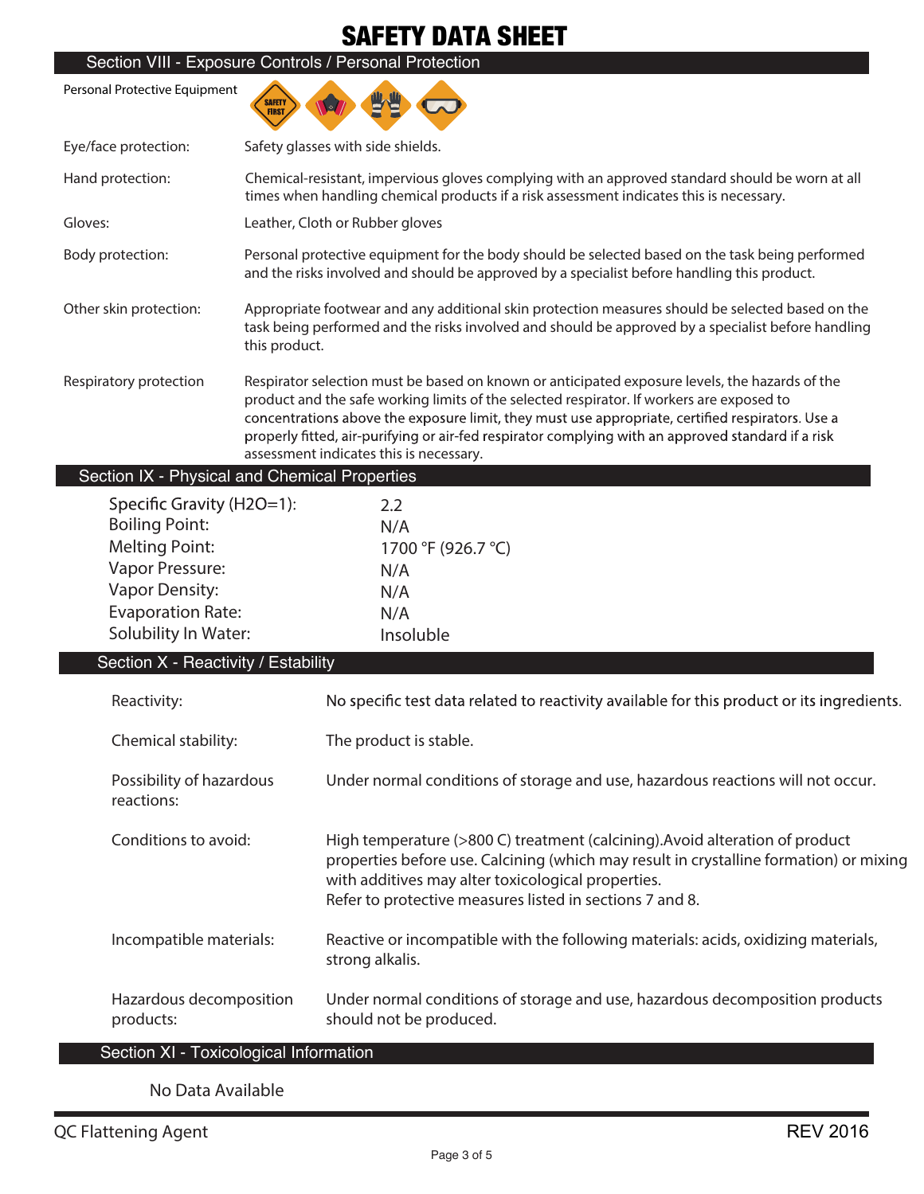# SAFETY DATA SHEET

## Section VIII - Exposure Controls / Personal Protection

Personal Protective Equipment

| | |
|---|---|
| Eye/face protection: | Safety glasses with side shields. |
| Hand protection: | Chemical-resistant, impervious gloves complying with an approved standard should be worn at all times when handling chemical products if a risk assessment indicates this is necessary. |
| Gloves: | Leather, Cloth or Rubber gloves |
| Body protection: | Personal protective equipment for the body should be selected based on the task being performed and the risks involved and should be approved by a specialist before handling this product. |
| Other skin protection: | Appropriate footwear and any additional skin protection measures should be selected based on the task being performed and the risks involved and should be approved by a specialist before handling this product. |
| Respiratory protection | Respirator selection must be based on known or anticipated exposure levels, the hazards of the product and the safe working limits of the selected respirator. If workers are exposed to concentrations above the exposure limit, they must use appropriate, certified respirators. Use a properly fitted, air-purifying or air-fed respirator complying with an approved standard if a risk assessment indicates this is necessary. |

## Section IX - Physical and Chemical Properties

| | |
|---|---|
| Specific Gravity ($H_2O$=1): | 2.2 |
| Boiling Point: | N/A |
| Melting Point: | 1700 °F (926.7 °C) |
| Vapor Pressure: | N/A |
| Vapor Density: | N/A |
| Evaporation Rate: | N/A |
| Solubility In Water: | Insoluble |

## Section X - Reactivity / Estability

| | |
|---|---|
| Reactivity: | No specific test data related to reactivity available for this product or its ingredients. |
| Chemical stability: | The product is stable. |
| Possibility of hazardous reactions: | Under normal conditions of storage and use, hazardous reactions will not occur. |
| Conditions to avoid: | High temperature (>800 C) treatment (calcining).Avoid alteration of product properties before use. Calcining (which may result in crystalline formation) or mixing with additives may alter toxicological properties. Refer to protective measures listed in sections 7 and 8. |
| Incompatible materials: | Reactive or incompatible with the following materials: acids, oxidizing materials, strong alkalis. |
| Hazardous decomposition products: | Under normal conditions of storage and use, hazardous decomposition products should not be produced. |

## Section XI - Toxicological Information

No Data Available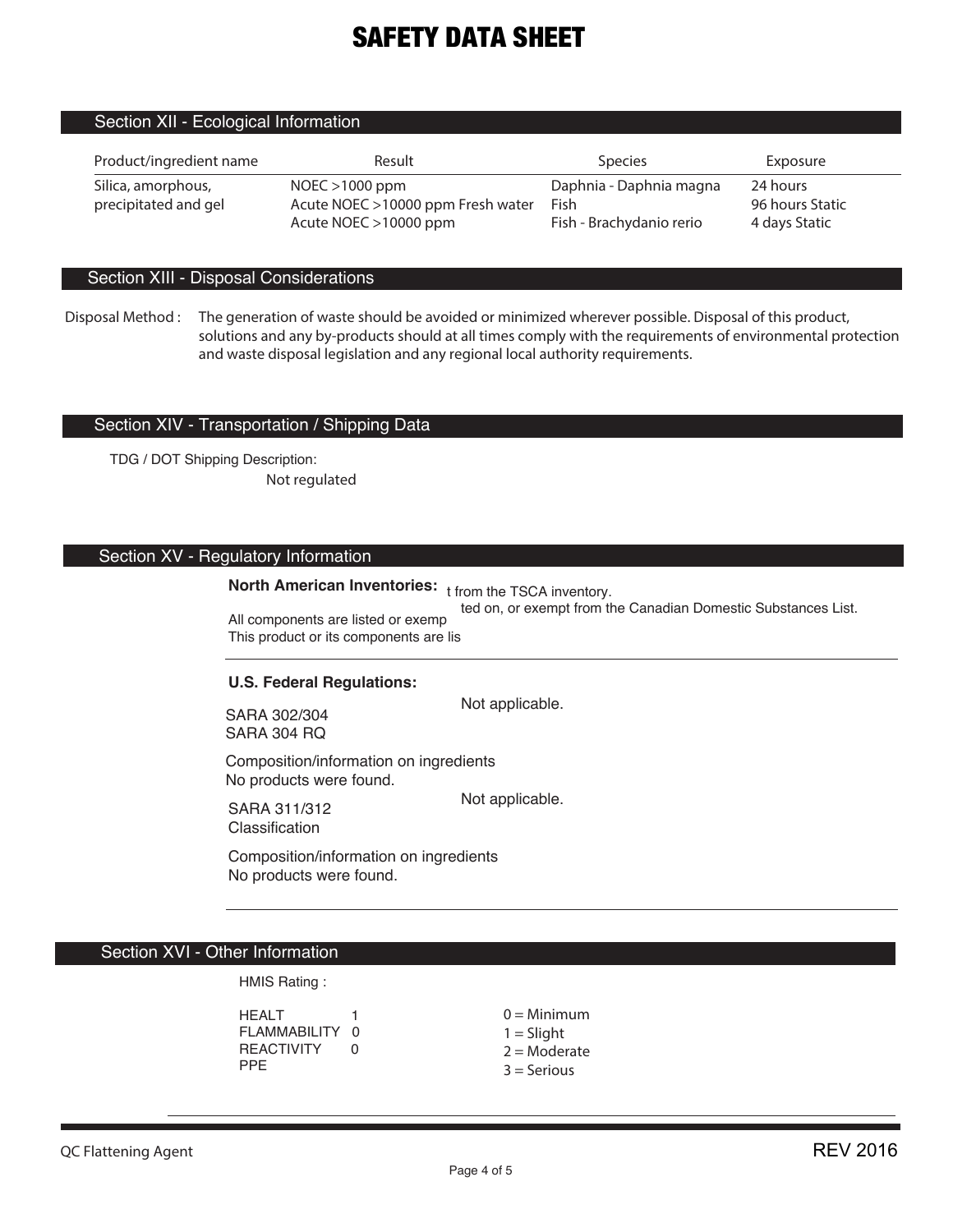# SAFETY DATA SHEET

## Section XII - Ecological Information

| Product/ingredient name | Result | Species | Exposure |
|---|---|---|---|
| Silica, amorphous, precipitated and gel | NOEC >1000 ppm | Daphnia - Daphnia magna | 24 hours |
| | Acute NOEC >10000 ppm Fresh water | Fish | 96 hours Static |
| | Acute NOEC >10000 ppm | Fish - Brachydanio rerio | 4 days Static |

## Section XIII - Disposal Considerations

Disposal Method : The generation of waste should be avoided or minimized wherever possible. Disposal of this product, solutions and any by-products should at all times comply with the requirements of environmental protection and waste disposal legislation and any regional local authority requirements.

## Section XIV - Transportation / Shipping Data

TDG / DOT Shipping Description:

Not regulated

## Section XV - Regulatory Information

**North American Inventories:**

All components are listed or exempt from the TSCA inventory.
This product or its components are listed on, or exempt from the Canadian Domestic Substances List.

**U.S. Federal Regulations:**

SARA 302/304
SARA 304 RQ

Not applicable.

Composition/information on ingredients
No products were found.

SARA 311/312
Classification

Not applicable.

Composition/information on ingredients
No products were found.

## Section XVI - Other Information

HMIS Rating :

| | | |
|---|---|---|
| HEALT | 1 | 0 = Minimum |
| FLAMMABILITY | 0 | 1 = Slight |
| REACTIVITY | 0 | 2 = Moderate |
| PPE | | 3 = Serious |

QC Flattening Agent

REV 2016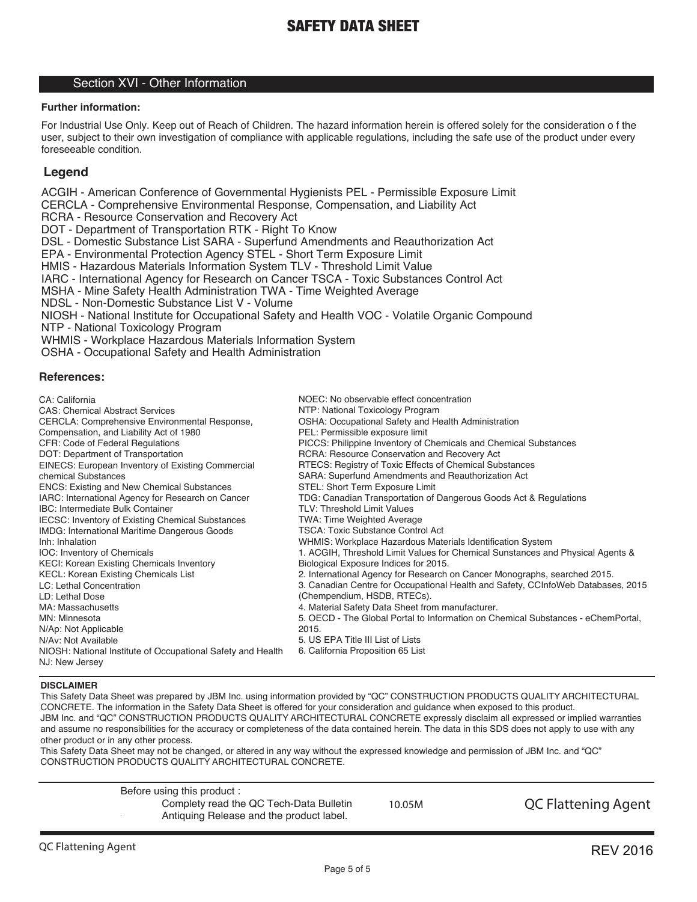# SAFETY DATA SHEET

## Section XVI - Other Information

**Further information:**

For Industrial Use Only. Keep out of Reach of Children. The hazard information herein is offered solely for the consideration o f the user, subject to their own investigation of compliance with applicable regulations, including the safe use of the product under every foreseeable condition.

### Legend

ACGIH - American Conference of Governmental Hygienists PEL - Permissible Exposure Limit
CERCLA - Comprehensive Environmental Response, Compensation, and Liability Act
RCRA - Resource Conservation and Recovery Act
DOT - Department of Transportation RTK - Right To Know
DSL - Domestic Substance List SARA - Superfund Amendments and Reauthorization Act
EPA - Environmental Protection Agency STEL - Short Term Exposure Limit
HMIS - Hazardous Materials Information System TLV - Threshold Limit Value
IARC - International Agency for Research on Cancer TSCA - Toxic Substances Control Act
MSHA - Mine Safety Health Administration TWA - Time Weighted Average
NDSL - Non-Domestic Substance List V - Volume
NIOSH - National Institute for Occupational Safety and Health VOC - Volatile Organic Compound
NTP - National Toxicology Program
WHMIS - Workplace Hazardous Materials Information System
OSHA - Occupational Safety and Health Administration

**References:**

CA: California
CAS: Chemical Abstract Services
CERCLA: Comprehensive Environmental Response, Compensation, and Liability Act of 1980
CFR: Code of Federal Regulations
DOT: Department of Transportation
EINECS: European Inventory of Existing Commercial chemical Substances
ENCS: Existing and New Chemical Substances
IARC: International Agency for Research on Cancer
IBC: Intermediate Bulk Container
IECSC: Inventory of Existing Chemical Substances
IMDG: International Maritime Dangerous Goods
Inh: Inhalation
IOC: Inventory of Chemicals
KECI: Korean Existing Chemicals Inventory
KECL: Korean Existing Chemicals List
LC: Lethal Concentration
LD: Lethal Dose
MA: Massachusetts
MN: Minnesota
N/Ap: Not Applicable
N/Av: Not Available
NIOSH: National Institute of Occupational Safety and Health
NJ: New Jersey
NOEC: No observable effect concentration
NTP: National Toxicology Program
OSHA: Occupational Safety and Health Administration
PEL: Permissible exposure limit
PICCS: Philippine Inventory of Chemicals and Chemical Substances
RCRA: Resource Conservation and Recovery Act
RTECS: Registry of Toxic Effects of Chemical Substances
SARA: Superfund Amendments and Reauthorization Act
STEL: Short Term Exposure Limit
TDG: Canadian Transportation of Dangerous Goods Act & Regulations
TLV: Threshold Limit Values
TWA: Time Weighted Average
TSCA: Toxic Substance Control Act
WHMIS: Workplace Hazardous Materials Identification System

1. ACGIH, Threshold Limit Values for Chemical Sunstances and Physical Agents & Biological Exposure Indices for 2015.
2. International Agency for Research on Cancer Monographs, searched 2015.
3. Canadian Centre for Occupational Health and Safety, CCInfoWeb Databases, 2015 (Chempendium, HSDB, RTECs).
4. Material Safety Data Sheet from manufacturer.
5. OECD - The Global Portal to Information on Chemical Substances - eChemPortal, 2015.
5. US EPA Title III List of Lists
6. California Proposition 65 List

**DISCLAIMER**

This Safety Data Sheet was prepared by JBM Inc. using information provided by "QC" CONSTRUCTION PRODUCTS QUALITY ARCHITECTURAL CONCRETE. The information in the Safety Data Sheet is offered for your consideration and guidance when exposed to this product.
JBM Inc. and "QC" CONSTRUCTION PRODUCTS QUALITY ARCHITECTURAL CONCRETE expressly disclaim all expressed or implied warranties and assume no responsibilities for the accuracy or completeness of the data contained herein. The data in this SDS does not apply to use with any other product or in any other process.
This Safety Data Sheet may not be changed, or altered in any way without the expressed knowledge and permission of JBM Inc. and "QC" CONSTRUCTION PRODUCTS QUALITY ARCHITECTURAL CONCRETE.

Before using this product :
Complety read the QC Tech-Data Bulletin Antiquing Release and the product label.

10.05M

QC Flattening Agent